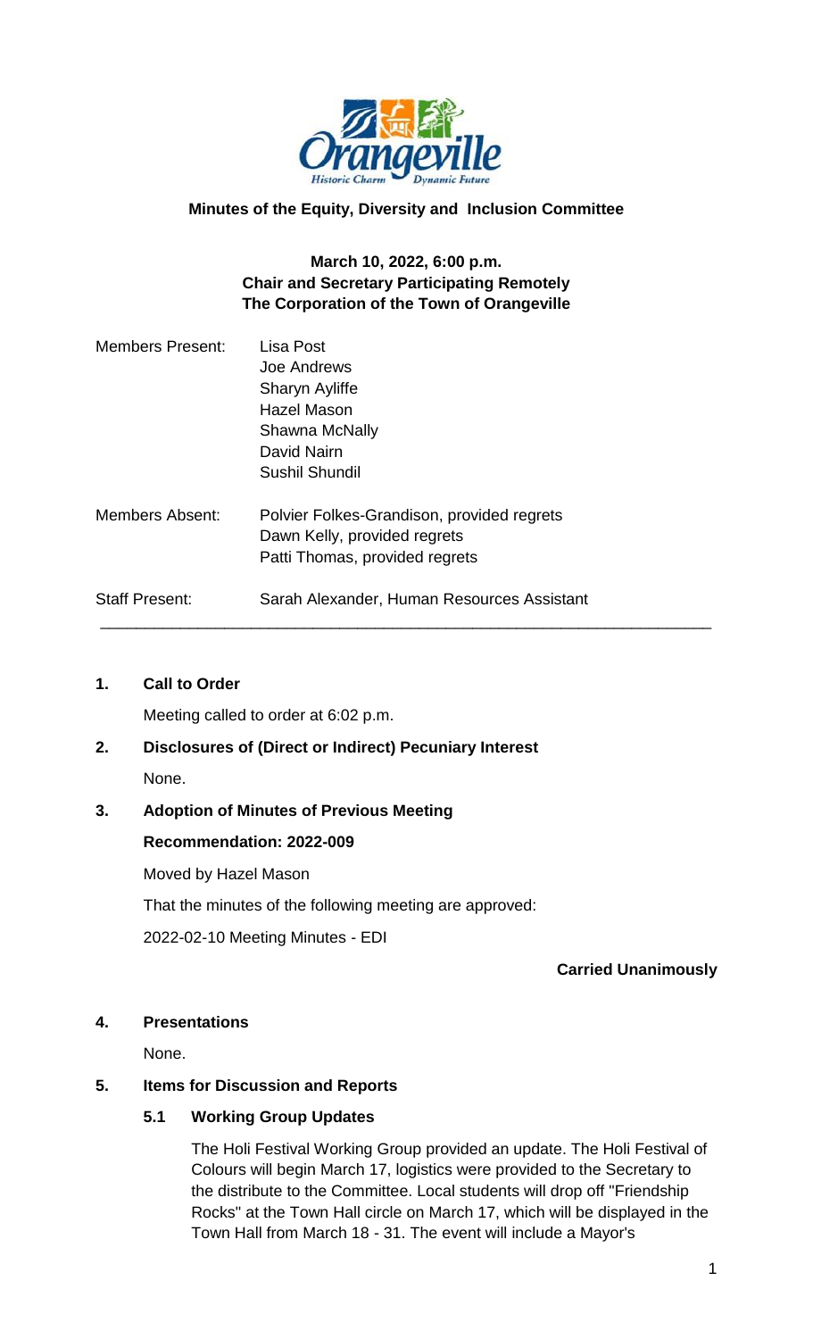**Minutes of the Equity, Diversity and Inclusion Committee**

**March 10, 2022, 6:00 p.m.**
**Chair and Secretary Participating Remotely**
**The Corporation of the Town of Orangeville**

| | |
|---|---|
| Members Present: | Lisa Post<br>Joe Andrews<br>Sharyn Ayliffe<br>Hazel Mason<br>Shawna McNally<br>David Nairn<br>Sushil Shundil |
| Members Absent: | Polvier Folkes-Grandison, provided regrets<br>Dawn Kelly, provided regrets<br>Patti Thomas, provided regrets |
| Staff Present: | Sarah Alexander, Human Resources Assistant |

---

## 1. Call to Order

Meeting called to order at 6:02 p.m.

## 2. Disclosures of (Direct or Indirect) Pecuniary Interest

None.

## 3. Adoption of Minutes of Previous Meeting

**Recommendation: 2022-009**

Moved by Hazel Mason

That the minutes of the following meeting are approved:

2022-02-10 Meeting Minutes - EDI

**Carried Unanimously**

## 4. Presentations

None.

## 5. Items for Discussion and Reports

### 5.1 Working Group Updates

The Holi Festival Working Group provided an update. The Holi Festival of Colours will begin March 17, logistics were provided to the Secretary to the distribute to the Committee. Local students will drop off "Friendship Rocks" at the Town Hall circle on March 17, which will be displayed in the Town Hall from March 18 - 31. The event will include a Mayor's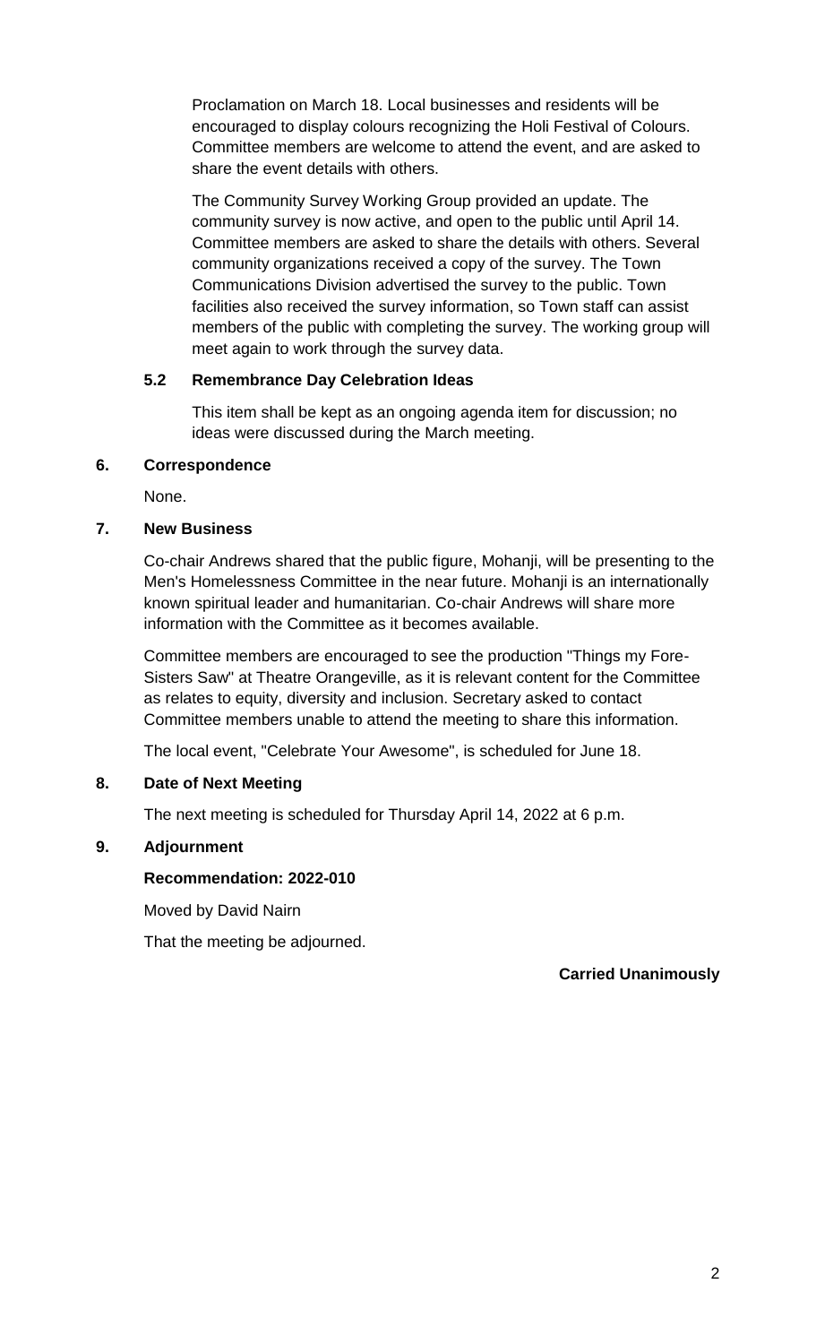Proclamation on March 18. Local businesses and residents will be encouraged to display colours recognizing the Holi Festival of Colours. Committee members are welcome to attend the event, and are asked to share the event details with others.

The Community Survey Working Group provided an update. The community survey is now active, and open to the public until April 14. Committee members are asked to share the details with others. Several community organizations received a copy of the survey. The Town Communications Division advertised the survey to the public. Town facilities also received the survey information, so Town staff can assist members of the public with completing the survey. The working group will meet again to work through the survey data.

### 5.2 Remembrance Day Celebration Ideas

This item shall be kept as an ongoing agenda item for discussion; no ideas were discussed during the March meeting.

## 6. Correspondence

None.

## 7. New Business

Co-chair Andrews shared that the public figure, Mohanji, will be presenting to the Men's Homelessness Committee in the near future. Mohanji is an internationally known spiritual leader and humanitarian. Co-chair Andrews will share more information with the Committee as it becomes available.

Committee members are encouraged to see the production "Things my Fore-Sisters Saw" at Theatre Orangeville, as it is relevant content for the Committee as relates to equity, diversity and inclusion. Secretary asked to contact Committee members unable to attend the meeting to share this information.

The local event, "Celebrate Your Awesome", is scheduled for June 18.

## 8. Date of Next Meeting

The next meeting is scheduled for Thursday April 14, 2022 at 6 p.m.

## 9. Adjournment

**Recommendation: 2022-010**

Moved by David Nairn

That the meeting be adjourned.

**Carried Unanimously**